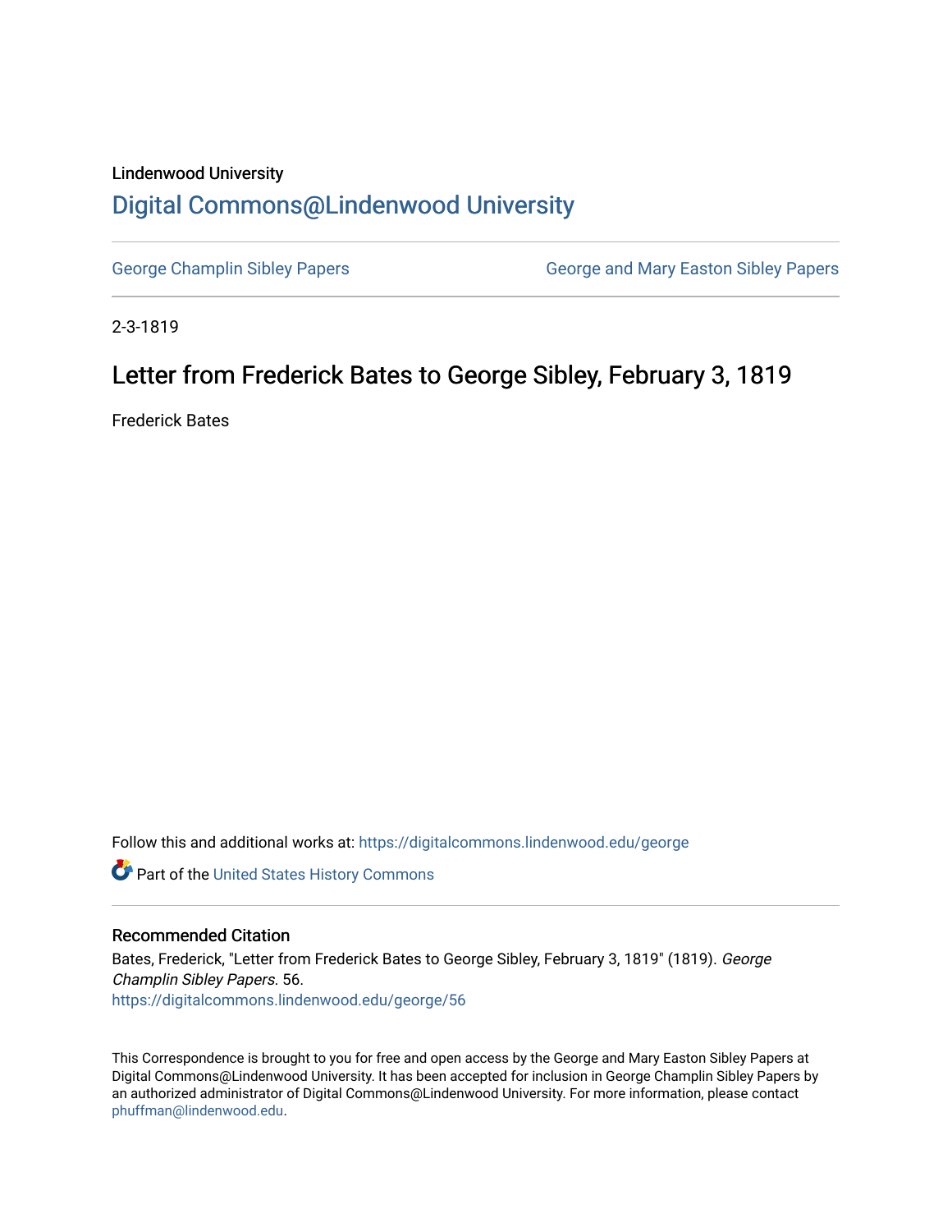Lindenwood University

# Digital Commons@Lindenwood University

George Champlin Sibley Papers

George and Mary Easton Sibley Papers

2-3-1819

## Letter from Frederick Bates to George Sibley, February 3, 1819

Frederick Bates

Follow this and additional works at: https://digitalcommons.lindenwood.edu/george

Part of the United States History Commons

### Recommended Citation

Bates, Frederick, "Letter from Frederick Bates to George Sibley, February 3, 1819" (1819). *George Champlin Sibley Papers*. 56.
https://digitalcommons.lindenwood.edu/george/56

This Correspondence is brought to you for free and open access by the George and Mary Easton Sibley Papers at Digital Commons@Lindenwood University. It has been accepted for inclusion in George Champlin Sibley Papers by an authorized administrator of Digital Commons@Lindenwood University. For more information, please contact phuffman@lindenwood.edu.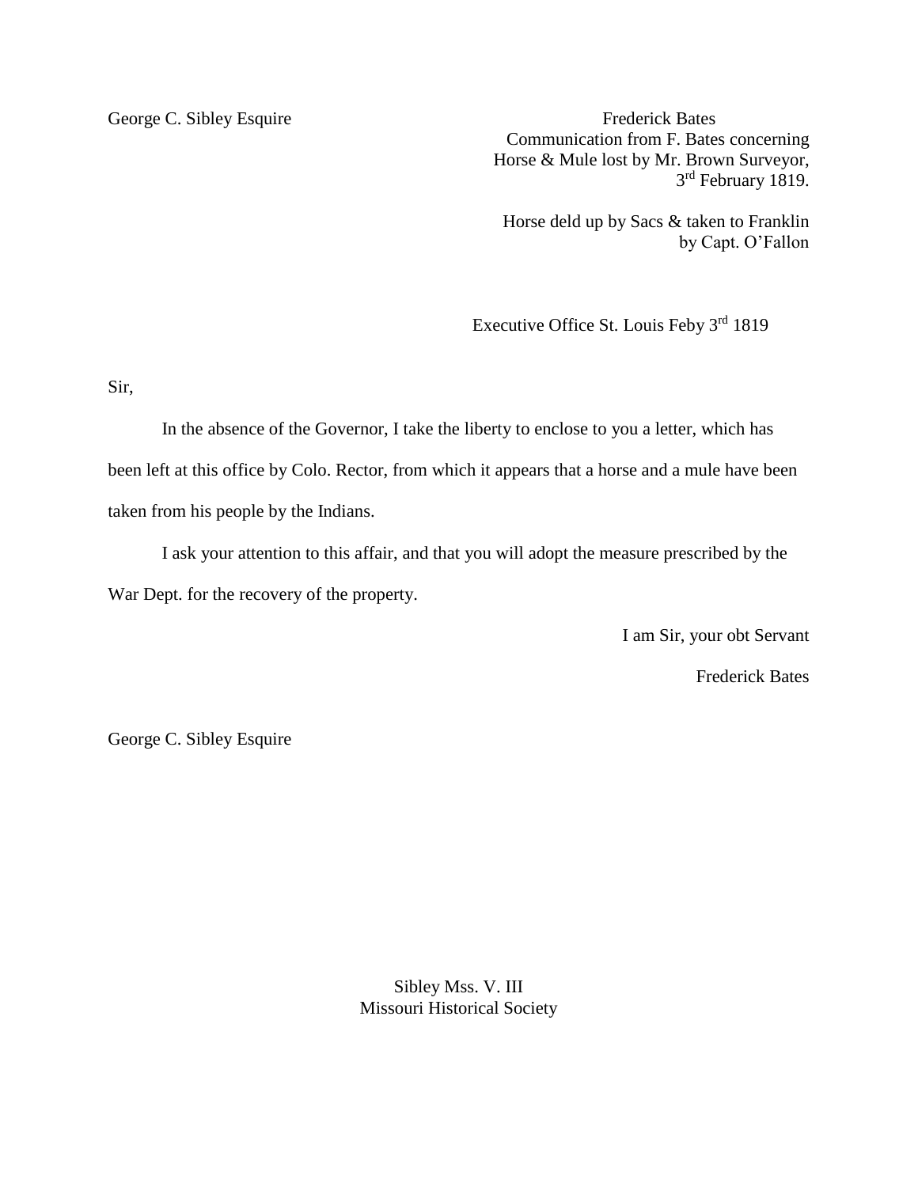George C. Sibley Esquire

Frederick Bates
Communication from F. Bates concerning
Horse & Mule lost by Mr. Brown Surveyor,
3rd February 1819.

Horse deld up by Sacs & taken to Franklin
by Capt. O'Fallon

Executive Office St. Louis Feby 3rd 1819

Sir,

In the absence of the Governor, I take the liberty to enclose to you a letter, which has been left at this office by Colo. Rector, from which it appears that a horse and a mule have been taken from his people by the Indians.

I ask your attention to this affair, and that you will adopt the measure prescribed by the War Dept. for the recovery of the property.

I am Sir, your obt Servant

Frederick Bates

George C. Sibley Esquire

Sibley Mss. V. III
Missouri Historical Society